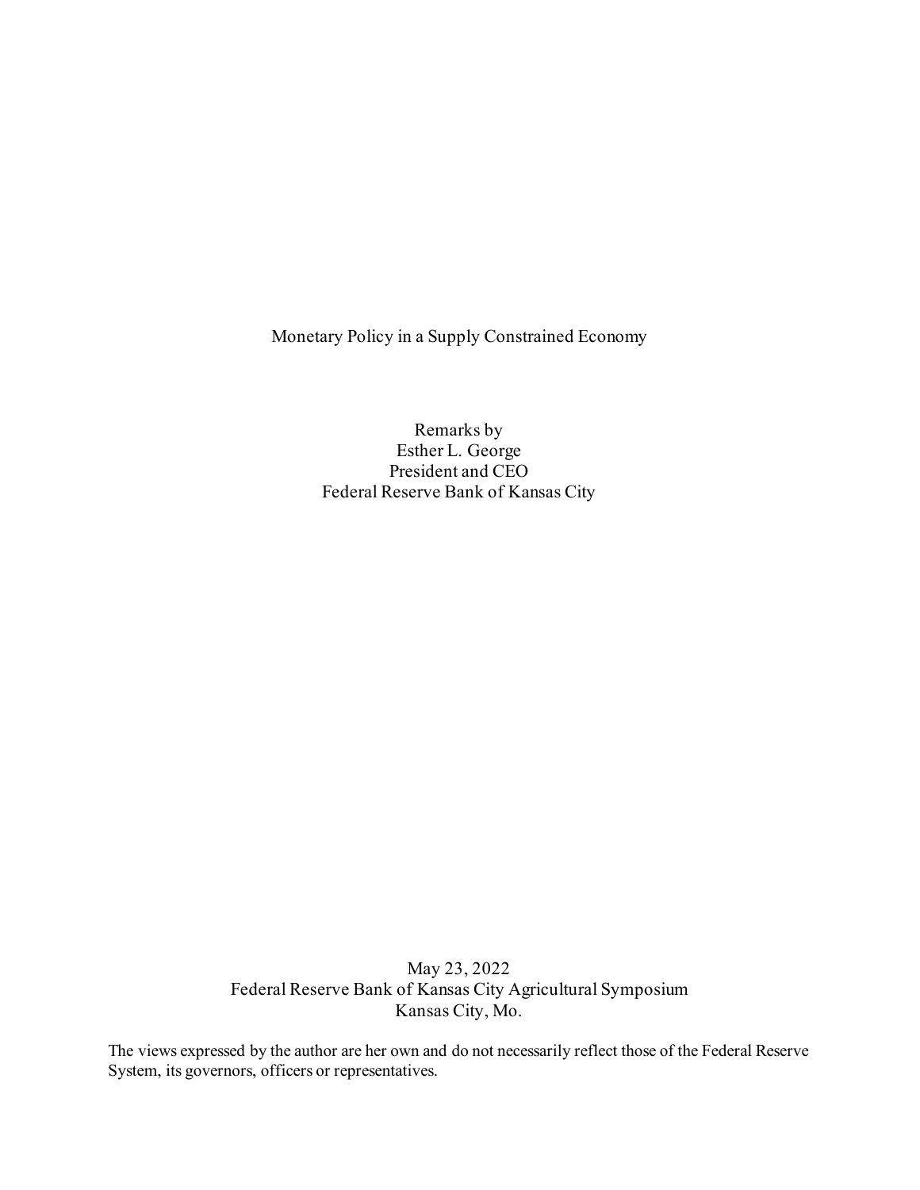# Monetary Policy in a Supply Constrained Economy

Remarks by
Esther L. George
President and CEO
Federal Reserve Bank of Kansas City

May 23, 2022
Federal Reserve Bank of Kansas City Agricultural Symposium
Kansas City, Mo.

The views expressed by the author are her own and do not necessarily reflect those of the Federal Reserve System, its governors, officers or representatives.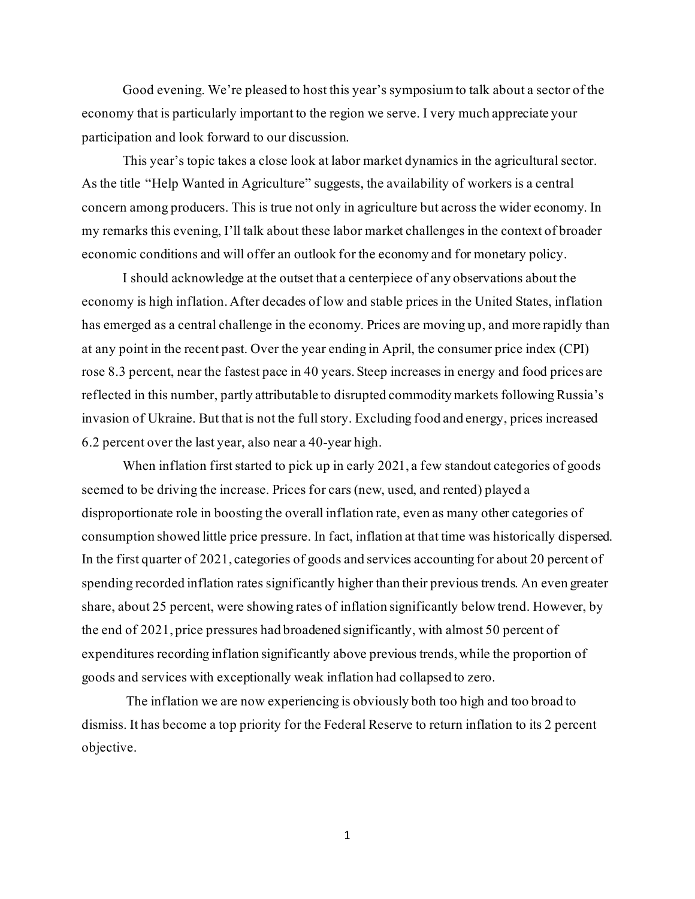Good evening. We're pleased to host this year's symposium to talk about a sector of the economy that is particularly important to the region we serve. I very much appreciate your participation and look forward to our discussion.

This year's topic takes a close look at labor market dynamics in the agricultural sector. As the title "Help Wanted in Agriculture" suggests, the availability of workers is a central concern among producers. This is true not only in agriculture but across the wider economy. In my remarks this evening, I'll talk about these labor market challenges in the context of broader economic conditions and will offer an outlook for the economy and for monetary policy.

I should acknowledge at the outset that a centerpiece of any observations about the economy is high inflation. After decades of low and stable prices in the United States, inflation has emerged as a central challenge in the economy. Prices are moving up, and more rapidly than at any point in the recent past. Over the year ending in April, the consumer price index (CPI) rose 8.3 percent, near the fastest pace in 40 years. Steep increases in energy and food prices are reflected in this number, partly attributable to disrupted commodity markets following Russia's invasion of Ukraine. But that is not the full story. Excluding food and energy, prices increased 6.2 percent over the last year, also near a 40-year high.

When inflation first started to pick up in early 2021, a few standout categories of goods seemed to be driving the increase. Prices for cars (new, used, and rented) played a disproportionate role in boosting the overall inflation rate, even as many other categories of consumption showed little price pressure. In fact, inflation at that time was historically dispersed. In the first quarter of 2021, categories of goods and services accounting for about 20 percent of spending recorded inflation rates significantly higher than their previous trends. An even greater share, about 25 percent, were showing rates of inflation significantly below trend. However, by the end of 2021, price pressures had broadened significantly, with almost 50 percent of expenditures recording inflation significantly above previous trends, while the proportion of goods and services with exceptionally weak inflation had collapsed to zero.

The inflation we are now experiencing is obviously both too high and too broad to dismiss. It has become a top priority for the Federal Reserve to return inflation to its 2 percent objective.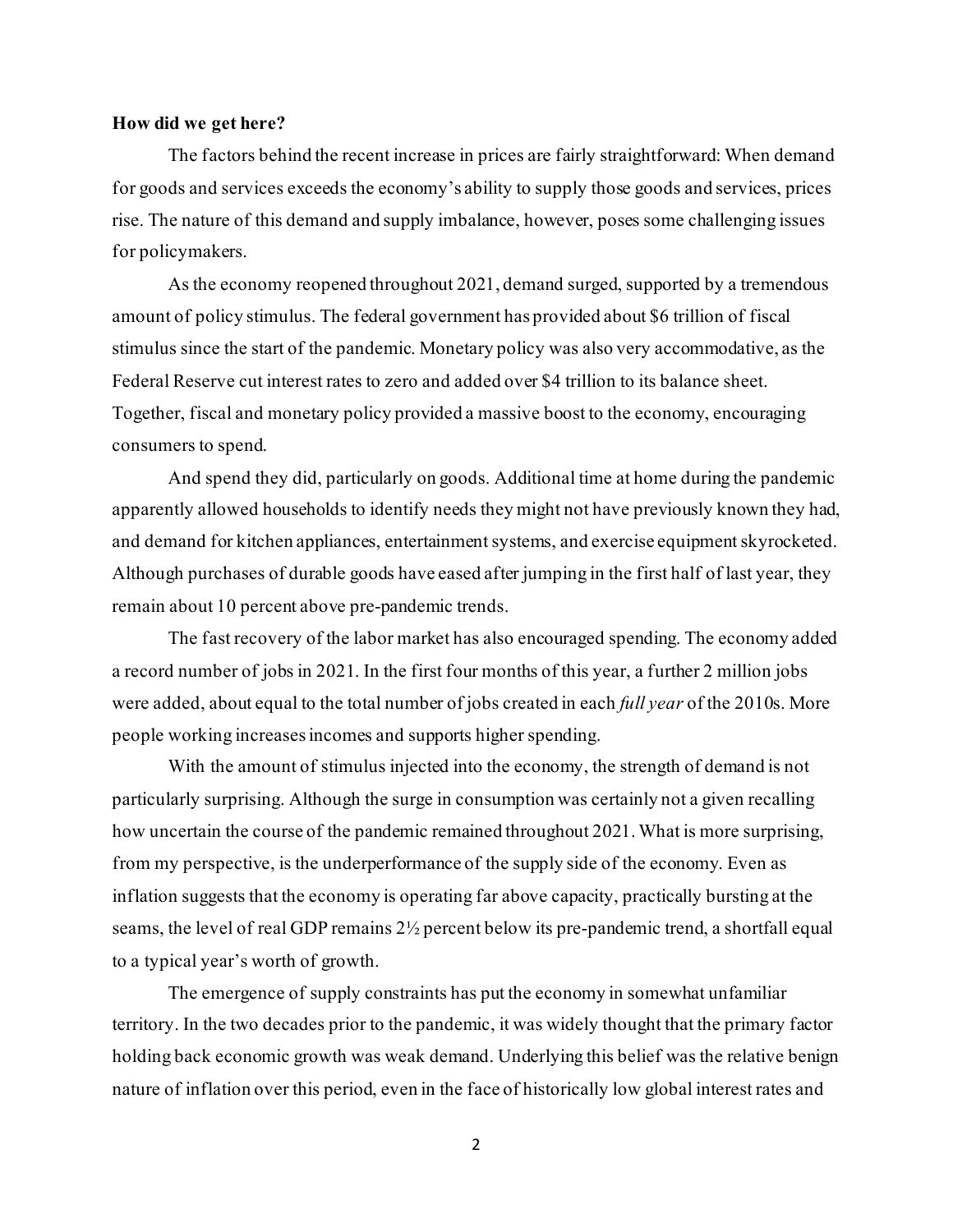**How did we get here?**

The factors behind the recent increase in prices are fairly straightforward: When demand for goods and services exceeds the economy's ability to supply those goods and services, prices rise. The nature of this demand and supply imbalance, however, poses some challenging issues for policymakers.

As the economy reopened throughout 2021, demand surged, supported by a tremendous amount of policy stimulus. The federal government has provided about $6 trillion of fiscal stimulus since the start of the pandemic. Monetary policy was also very accommodative, as the Federal Reserve cut interest rates to zero and added over $4 trillion to its balance sheet. Together, fiscal and monetary policy provided a massive boost to the economy, encouraging consumers to spend.

And spend they did, particularly on goods. Additional time at home during the pandemic apparently allowed households to identify needs they might not have previously known they had, and demand for kitchen appliances, entertainment systems, and exercise equipment skyrocketed. Although purchases of durable goods have eased after jumping in the first half of last year, they remain about 10 percent above pre-pandemic trends.

The fast recovery of the labor market has also encouraged spending. The economy added a record number of jobs in 2021. In the first four months of this year, a further 2 million jobs were added, about equal to the total number of jobs created in each *full year* of the 2010s. More people working increases incomes and supports higher spending.

With the amount of stimulus injected into the economy, the strength of demand is not particularly surprising. Although the surge in consumption was certainly not a given recalling how uncertain the course of the pandemic remained throughout 2021. What is more surprising, from my perspective, is the underperformance of the supply side of the economy. Even as inflation suggests that the economy is operating far above capacity, practically bursting at the seams, the level of real GDP remains 2½ percent below its pre-pandemic trend, a shortfall equal to a typical year's worth of growth.

The emergence of supply constraints has put the economy in somewhat unfamiliar territory. In the two decades prior to the pandemic, it was widely thought that the primary factor holding back economic growth was weak demand. Underlying this belief was the relative benign nature of inflation over this period, even in the face of historically low global interest rates and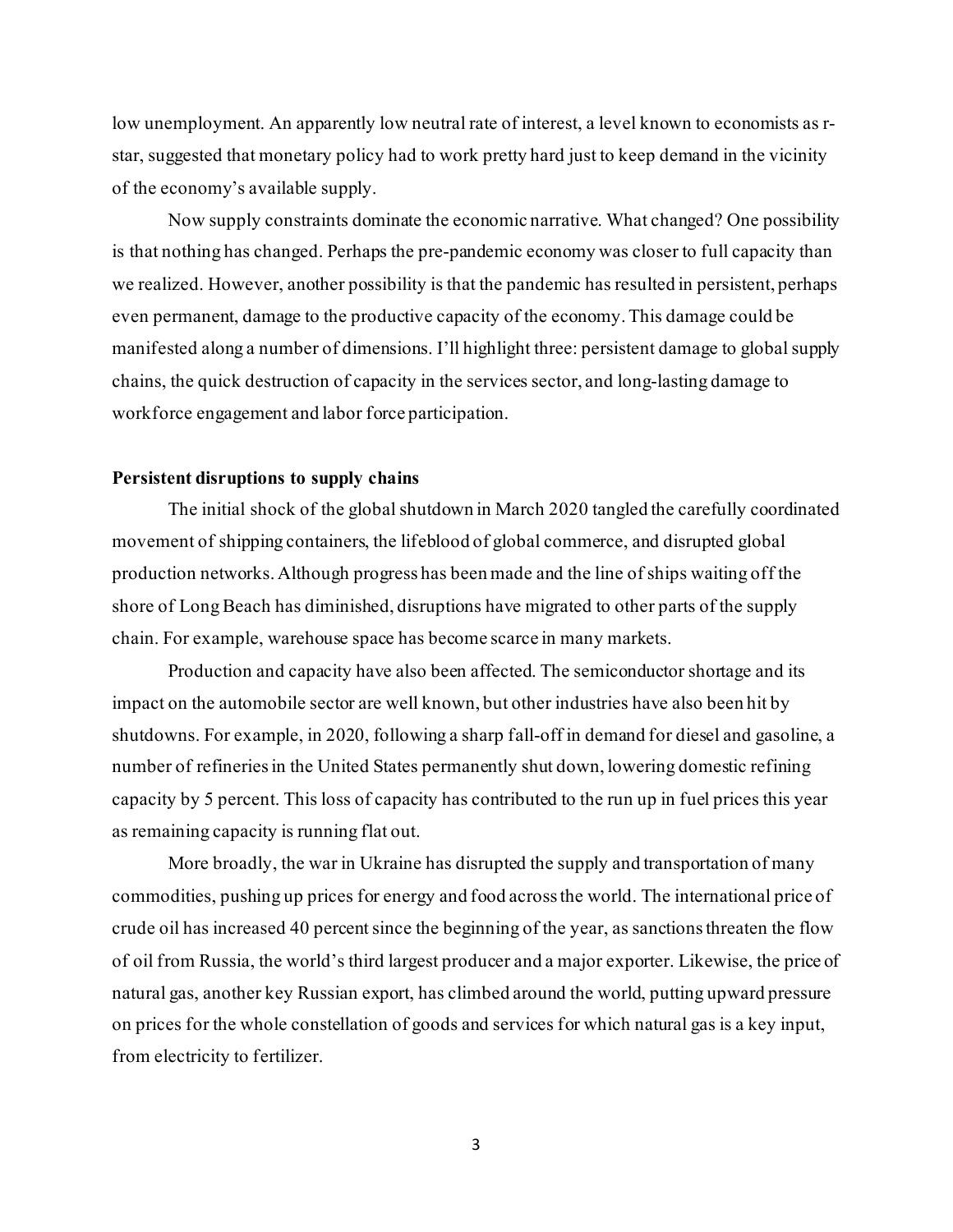low unemployment. An apparently low neutral rate of interest, a level known to economists as r-star, suggested that monetary policy had to work pretty hard just to keep demand in the vicinity of the economy's available supply.

Now supply constraints dominate the economic narrative. What changed? One possibility is that nothing has changed. Perhaps the pre-pandemic economy was closer to full capacity than we realized. However, another possibility is that the pandemic has resulted in persistent, perhaps even permanent, damage to the productive capacity of the economy. This damage could be manifested along a number of dimensions. I'll highlight three: persistent damage to global supply chains, the quick destruction of capacity in the services sector, and long-lasting damage to workforce engagement and labor force participation.

**Persistent disruptions to supply chains**

The initial shock of the global shutdown in March 2020 tangled the carefully coordinated movement of shipping containers, the lifeblood of global commerce, and disrupted global production networks. Although progress has been made and the line of ships waiting off the shore of Long Beach has diminished, disruptions have migrated to other parts of the supply chain. For example, warehouse space has become scarce in many markets.

Production and capacity have also been affected. The semiconductor shortage and its impact on the automobile sector are well known, but other industries have also been hit by shutdowns. For example, in 2020, following a sharp fall-off in demand for diesel and gasoline, a number of refineries in the United States permanently shut down, lowering domestic refining capacity by 5 percent. This loss of capacity has contributed to the run up in fuel prices this year as remaining capacity is running flat out.

More broadly, the war in Ukraine has disrupted the supply and transportation of many commodities, pushing up prices for energy and food across the world. The international price of crude oil has increased 40 percent since the beginning of the year, as sanctions threaten the flow of oil from Russia, the world's third largest producer and a major exporter. Likewise, the price of natural gas, another key Russian export, has climbed around the world, putting upward pressure on prices for the whole constellation of goods and services for which natural gas is a key input, from electricity to fertilizer.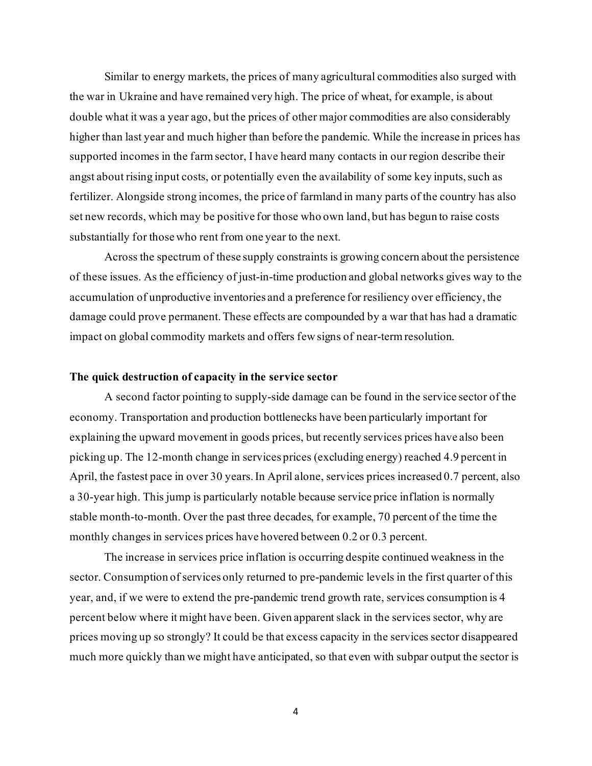Similar to energy markets, the prices of many agricultural commodities also surged with the war in Ukraine and have remained very high. The price of wheat, for example, is about double what it was a year ago, but the prices of other major commodities are also considerably higher than last year and much higher than before the pandemic. While the increase in prices has supported incomes in the farm sector, I have heard many contacts in our region describe their angst about rising input costs, or potentially even the availability of some key inputs, such as fertilizer. Alongside strong incomes, the price of farmland in many parts of the country has also set new records, which may be positive for those who own land, but has begun to raise costs substantially for those who rent from one year to the next.

Across the spectrum of these supply constraints is growing concern about the persistence of these issues. As the efficiency of just-in-time production and global networks gives way to the accumulation of unproductive inventories and a preference for resiliency over efficiency, the damage could prove permanent. These effects are compounded by a war that has had a dramatic impact on global commodity markets and offers few signs of near-term resolution.

**The quick destruction of capacity in the service sector**

A second factor pointing to supply-side damage can be found in the service sector of the economy. Transportation and production bottlenecks have been particularly important for explaining the upward movement in goods prices, but recently services prices have also been picking up. The 12-month change in services prices (excluding energy) reached 4.9 percent in April, the fastest pace in over 30 years. In April alone, services prices increased 0.7 percent, also a 30-year high. This jump is particularly notable because service price inflation is normally stable month-to-month. Over the past three decades, for example, 70 percent of the time the monthly changes in services prices have hovered between 0.2 or 0.3 percent.

The increase in services price inflation is occurring despite continued weakness in the sector. Consumption of services only returned to pre-pandemic levels in the first quarter of this year, and, if we were to extend the pre-pandemic trend growth rate, services consumption is 4 percent below where it might have been. Given apparent slack in the services sector, why are prices moving up so strongly? It could be that excess capacity in the services sector disappeared much more quickly than we might have anticipated, so that even with subpar output the sector is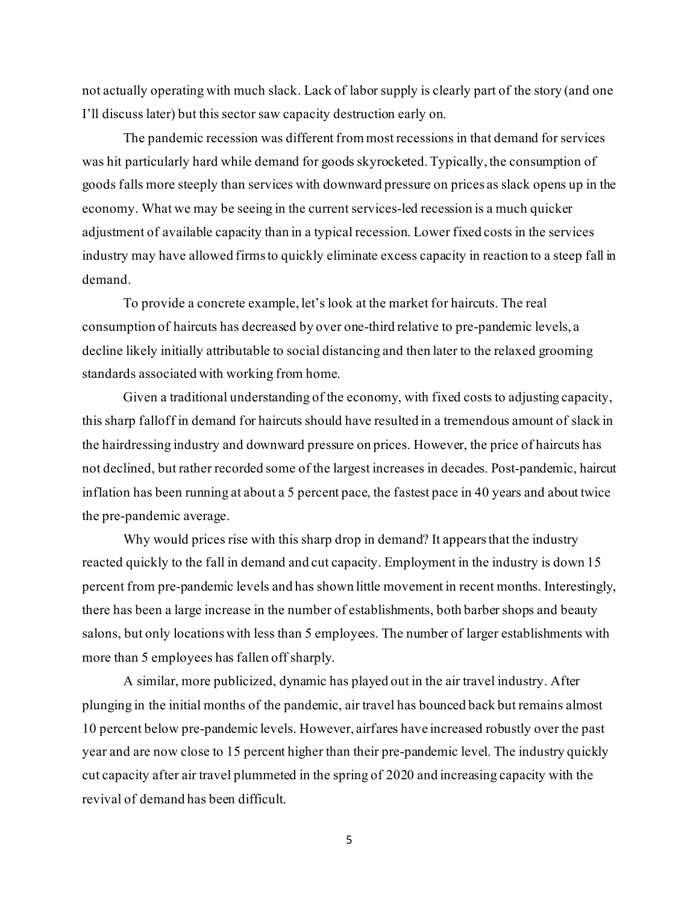not actually operating with much slack. Lack of labor supply is clearly part of the story (and one I'll discuss later) but this sector saw capacity destruction early on.

The pandemic recession was different from most recessions in that demand for services was hit particularly hard while demand for goods skyrocketed. Typically, the consumption of goods falls more steeply than services with downward pressure on prices as slack opens up in the economy. What we may be seeing in the current services-led recession is a much quicker adjustment of available capacity than in a typical recession. Lower fixed costs in the services industry may have allowed firms to quickly eliminate excess capacity in reaction to a steep fall in demand.

To provide a concrete example, let's look at the market for haircuts. The real consumption of haircuts has decreased by over one-third relative to pre-pandemic levels, a decline likely initially attributable to social distancing and then later to the relaxed grooming standards associated with working from home.

Given a traditional understanding of the economy, with fixed costs to adjusting capacity, this sharp falloff in demand for haircuts should have resulted in a tremendous amount of slack in the hairdressing industry and downward pressure on prices. However, the price of haircuts has not declined, but rather recorded some of the largest increases in decades. Post-pandemic, haircut inflation has been running at about a 5 percent pace, the fastest pace in 40 years and about twice the pre-pandemic average.

Why would prices rise with this sharp drop in demand? It appears that the industry reacted quickly to the fall in demand and cut capacity. Employment in the industry is down 15 percent from pre-pandemic levels and has shown little movement in recent months. Interestingly, there has been a large increase in the number of establishments, both barber shops and beauty salons, but only locations with less than 5 employees. The number of larger establishments with more than 5 employees has fallen off sharply.

A similar, more publicized, dynamic has played out in the air travel industry. After plunging in the initial months of the pandemic, air travel has bounced back but remains almost 10 percent below pre-pandemic levels. However, airfares have increased robustly over the past year and are now close to 15 percent higher than their pre-pandemic level. The industry quickly cut capacity after air travel plummeted in the spring of 2020 and increasing capacity with the revival of demand has been difficult.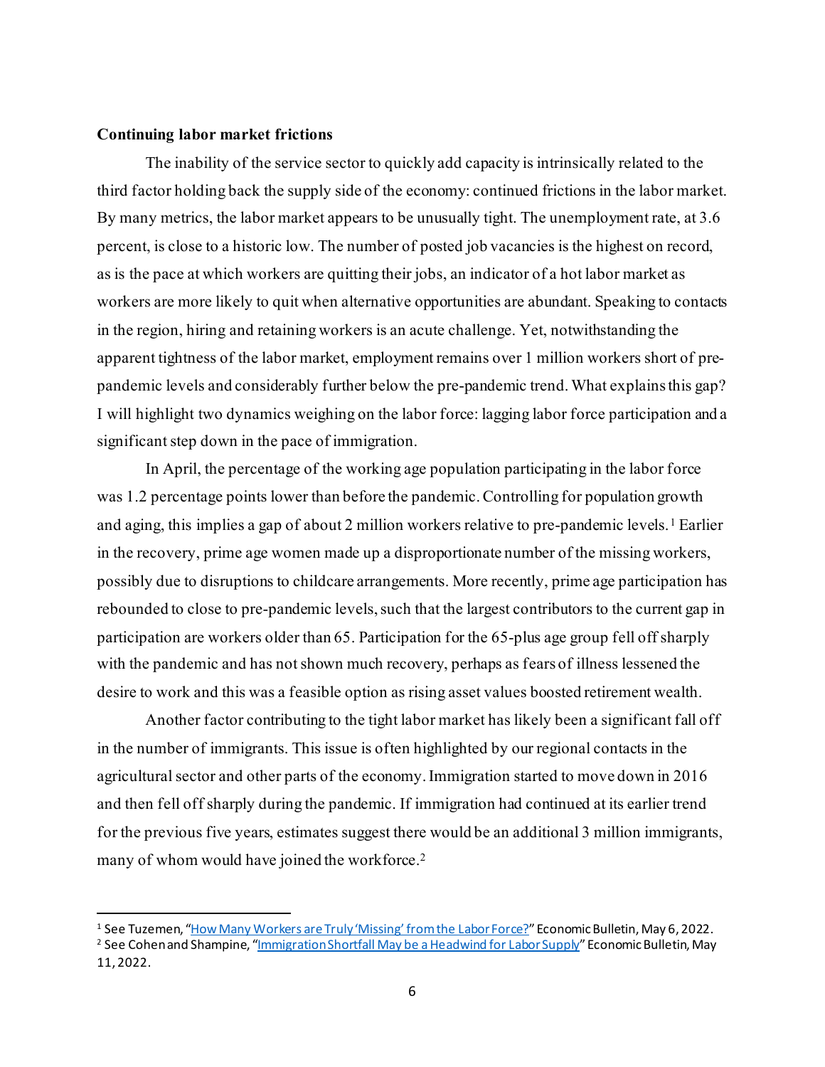**Continuing labor market frictions**

The inability of the service sector to quickly add capacity is intrinsically related to the third factor holding back the supply side of the economy: continued frictions in the labor market. By many metrics, the labor market appears to be unusually tight. The unemployment rate, at 3.6 percent, is close to a historic low. The number of posted job vacancies is the highest on record, as is the pace at which workers are quitting their jobs, an indicator of a hot labor market as workers are more likely to quit when alternative opportunities are abundant. Speaking to contacts in the region, hiring and retaining workers is an acute challenge. Yet, notwithstanding the apparent tightness of the labor market, employment remains over 1 million workers short of pre-pandemic levels and considerably further below the pre-pandemic trend. What explains this gap? I will highlight two dynamics weighing on the labor force: lagging labor force participation and a significant step down in the pace of immigration.

In April, the percentage of the working age population participating in the labor force was 1.2 percentage points lower than before the pandemic. Controlling for population growth and aging, this implies a gap of about 2 million workers relative to pre-pandemic levels.[1] Earlier in the recovery, prime age women made up a disproportionate number of the missing workers, possibly due to disruptions to childcare arrangements. More recently, prime age participation has rebounded to close to pre-pandemic levels, such that the largest contributors to the current gap in participation are workers older than 65. Participation for the 65-plus age group fell off sharply with the pandemic and has not shown much recovery, perhaps as fears of illness lessened the desire to work and this was a feasible option as rising asset values boosted retirement wealth.

Another factor contributing to the tight labor market has likely been a significant fall off in the number of immigrants. This issue is often highlighted by our regional contacts in the agricultural sector and other parts of the economy. Immigration started to move down in 2016 and then fell off sharply during the pandemic. If immigration had continued at its earlier trend for the previous five years, estimates suggest there would be an additional 3 million immigrants, many of whom would have joined the workforce.[2]

---

[1] See Tuzemen, "How Many Workers are Truly 'Missing' from the Labor Force?" Economic Bulletin, May 6, 2022.

[2] See Cohen and Shampine, "Immigration Shortfall May be a Headwind for Labor Supply" Economic Bulletin, May 11, 2022.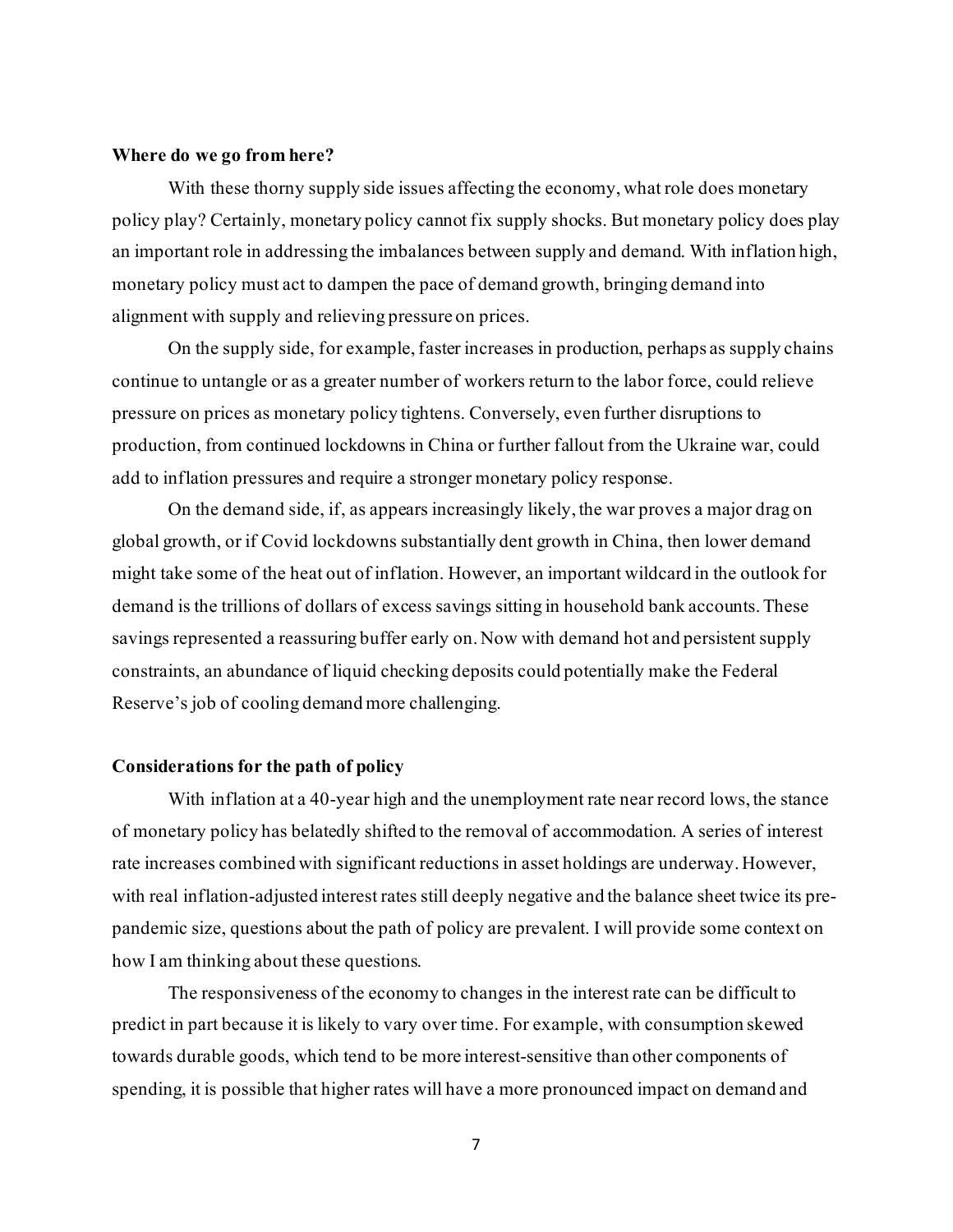**Where do we go from here?**

With these thorny supply side issues affecting the economy, what role does monetary policy play? Certainly, monetary policy cannot fix supply shocks. But monetary policy does play an important role in addressing the imbalances between supply and demand. With inflation high, monetary policy must act to dampen the pace of demand growth, bringing demand into alignment with supply and relieving pressure on prices.

On the supply side, for example, faster increases in production, perhaps as supply chains continue to untangle or as a greater number of workers return to the labor force, could relieve pressure on prices as monetary policy tightens. Conversely, even further disruptions to production, from continued lockdowns in China or further fallout from the Ukraine war, could add to inflation pressures and require a stronger monetary policy response.

On the demand side, if, as appears increasingly likely, the war proves a major drag on global growth, or if Covid lockdowns substantially dent growth in China, then lower demand might take some of the heat out of inflation. However, an important wildcard in the outlook for demand is the trillions of dollars of excess savings sitting in household bank accounts. These savings represented a reassuring buffer early on. Now with demand hot and persistent supply constraints, an abundance of liquid checking deposits could potentially make the Federal Reserve's job of cooling demand more challenging.

**Considerations for the path of policy**

With inflation at a 40-year high and the unemployment rate near record lows, the stance of monetary policy has belatedly shifted to the removal of accommodation. A series of interest rate increases combined with significant reductions in asset holdings are underway. However, with real inflation-adjusted interest rates still deeply negative and the balance sheet twice its pre-pandemic size, questions about the path of policy are prevalent. I will provide some context on how I am thinking about these questions.

The responsiveness of the economy to changes in the interest rate can be difficult to predict in part because it is likely to vary over time. For example, with consumption skewed towards durable goods, which tend to be more interest-sensitive than other components of spending, it is possible that higher rates will have a more pronounced impact on demand and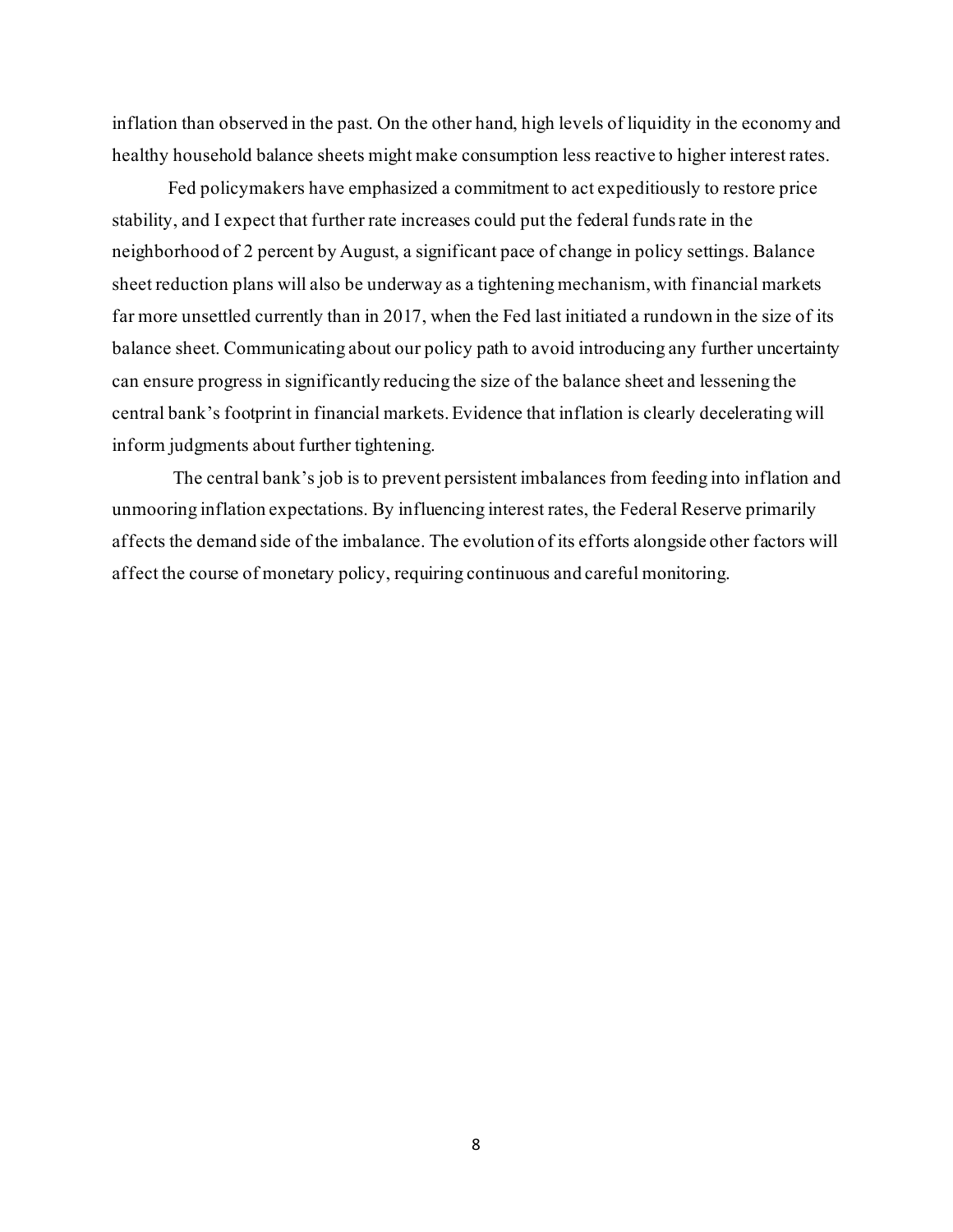inflation than observed in the past. On the other hand, high levels of liquidity in the economy and healthy household balance sheets might make consumption less reactive to higher interest rates.

Fed policymakers have emphasized a commitment to act expeditiously to restore price stability, and I expect that further rate increases could put the federal funds rate in the neighborhood of 2 percent by August, a significant pace of change in policy settings. Balance sheet reduction plans will also be underway as a tightening mechanism, with financial markets far more unsettled currently than in 2017, when the Fed last initiated a rundown in the size of its balance sheet. Communicating about our policy path to avoid introducing any further uncertainty can ensure progress in significantly reducing the size of the balance sheet and lessening the central bank's footprint in financial markets. Evidence that inflation is clearly decelerating will inform judgments about further tightening.

The central bank's job is to prevent persistent imbalances from feeding into inflation and unmooring inflation expectations. By influencing interest rates, the Federal Reserve primarily affects the demand side of the imbalance. The evolution of its efforts alongside other factors will affect the course of monetary policy, requiring continuous and careful monitoring.